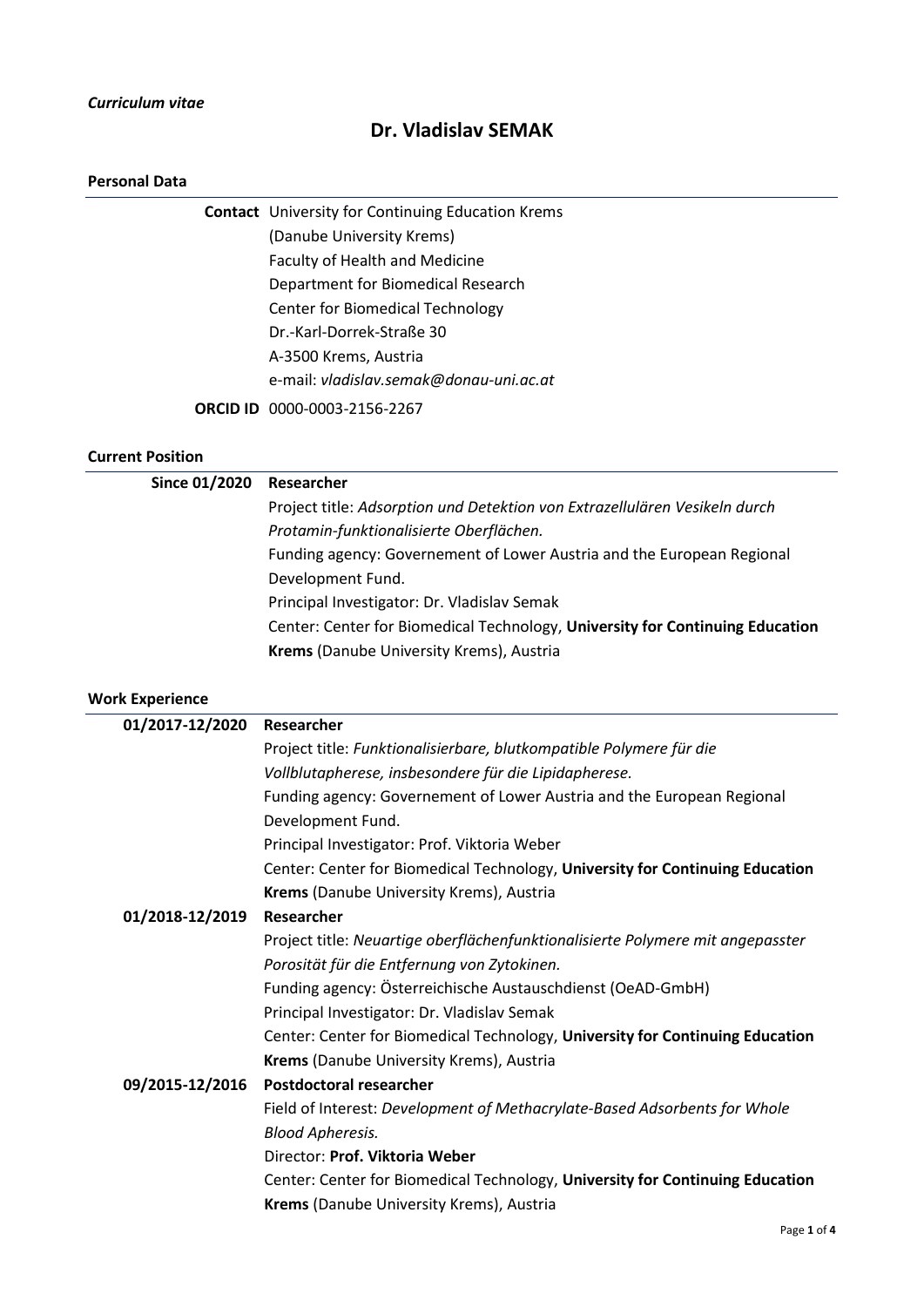*Curriculum vitae*

# Dr. Vladislav SEMAK

## Personal Data

**Contact** University for Continuing Education Krems
(Danube University Krems)
Faculty of Health and Medicine
Department for Biomedical Research
Center for Biomedical Technology
Dr.-Karl-Dorrek-Straße 30
A-3500 Krems, Austria
e-mail: *vladislav.semak@donau-uni.ac.at*

**ORCID ID** 0000-0003-2156-2267

## Current Position

**Since 01/2020** **Researcher**
Project title: *Adsorption und Detektion von Extrazellulären Vesikeln durch Protamin-funktionalisierte Oberflächen.*
Funding agency: Governement of Lower Austria and the European Regional Development Fund.
Principal Investigator: Dr. Vladislav Semak
Center: Center for Biomedical Technology, **University for Continuing Education Krems** (Danube University Krems), Austria

## Work Experience

**01/2017-12/2020** **Researcher**
Project title: *Funktionalisierbare, blutkompatible Polymere für die Vollblutapherese, insbesondere für die Lipidapherese.*
Funding agency: Governement of Lower Austria and the European Regional Development Fund.
Principal Investigator: Prof. Viktoria Weber
Center: Center for Biomedical Technology, **University for Continuing Education Krems** (Danube University Krems), Austria

**01/2018-12/2019** **Researcher**
Project title: *Neuartige oberflächenfunktionalisierte Polymere mit angepasster Porosität für die Entfernung von Zytokinen.*
Funding agency: Österreichische Austauschdienst (OeAD-GmbH)
Principal Investigator: Dr. Vladislav Semak
Center: Center for Biomedical Technology, **University for Continuing Education Krems** (Danube University Krems), Austria

**09/2015-12/2016** **Postdoctoral researcher**
Field of Interest: *Development of Methacrylate-Based Adsorbents for Whole Blood Apheresis.*
Director: **Prof. Viktoria Weber**
Center: Center for Biomedical Technology, **University for Continuing Education Krems** (Danube University Krems), Austria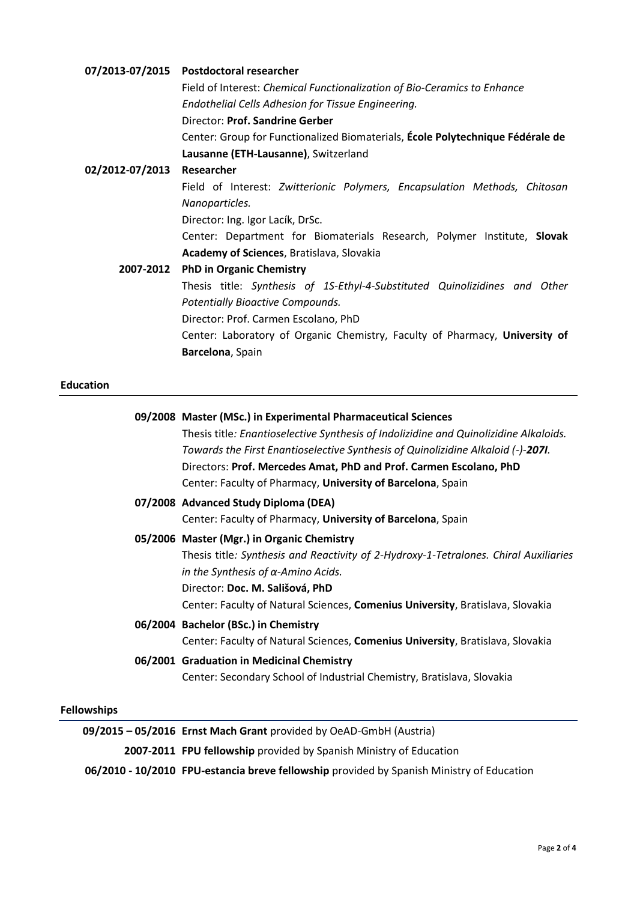**07/2013-07/2015 Postdoctoral researcher**
Field of Interest: *Chemical Functionalization of Bio-Ceramics to Enhance Endothelial Cells Adhesion for Tissue Engineering.*
Director: **Prof. Sandrine Gerber**
Center: Group for Functionalized Biomaterials, **École Polytechnique Fédérale de Lausanne (ETH-Lausanne)**, Switzerland

**02/2012-07/2013 Researcher**
Field of Interest: *Zwitterionic Polymers, Encapsulation Methods, Chitosan Nanoparticles.*
Director: Ing. Igor Lacík, DrSc.
Center: Department for Biomaterials Research, Polymer Institute, **Slovak Academy of Sciences**, Bratislava, Slovakia

**2007-2012 PhD in Organic Chemistry**
Thesis title: *Synthesis of 1S-Ethyl-4-Substituted Quinolizidines and Other Potentially Bioactive Compounds.*
Director: Prof. Carmen Escolano, PhD
Center: Laboratory of Organic Chemistry, Faculty of Pharmacy, **University of Barcelona**, Spain

## Education

**09/2008 Master (MSc.) in Experimental Pharmaceutical Sciences**
Thesis title*: Enantioselective Synthesis of Indolizidine and Quinolizidine Alkaloids. Towards the First Enantioselective Synthesis of Quinolizidine Alkaloid (-)-**207I**.*
Directors: **Prof. Mercedes Amat, PhD and Prof. Carmen Escolano, PhD**
Center: Faculty of Pharmacy, **University of Barcelona**, Spain

**07/2008 Advanced Study Diploma (DEA)**
Center: Faculty of Pharmacy, **University of Barcelona**, Spain

**05/2006 Master (Mgr.) in Organic Chemistry**
Thesis title*: Synthesis and Reactivity of 2-Hydroxy-1-Tetralones. Chiral Auxiliaries in the Synthesis of α-Amino Acids.*
Director: **Doc. M. Sališová, PhD**
Center: Faculty of Natural Sciences, **Comenius University**, Bratislava, Slovakia

**06/2004 Bachelor (BSc.) in Chemistry**
Center: Faculty of Natural Sciences, **Comenius University**, Bratislava, Slovakia

**06/2001 Graduation in Medicinal Chemistry**
Center: Secondary School of Industrial Chemistry, Bratislava, Slovakia

## Fellowships

**09/2015 – 05/2016 Ernst Mach Grant** provided by OeAD-GmbH (Austria)

**2007-2011 FPU fellowship** provided by Spanish Ministry of Education

**06/2010 - 10/2010 FPU-estancia breve fellowship** provided by Spanish Ministry of Education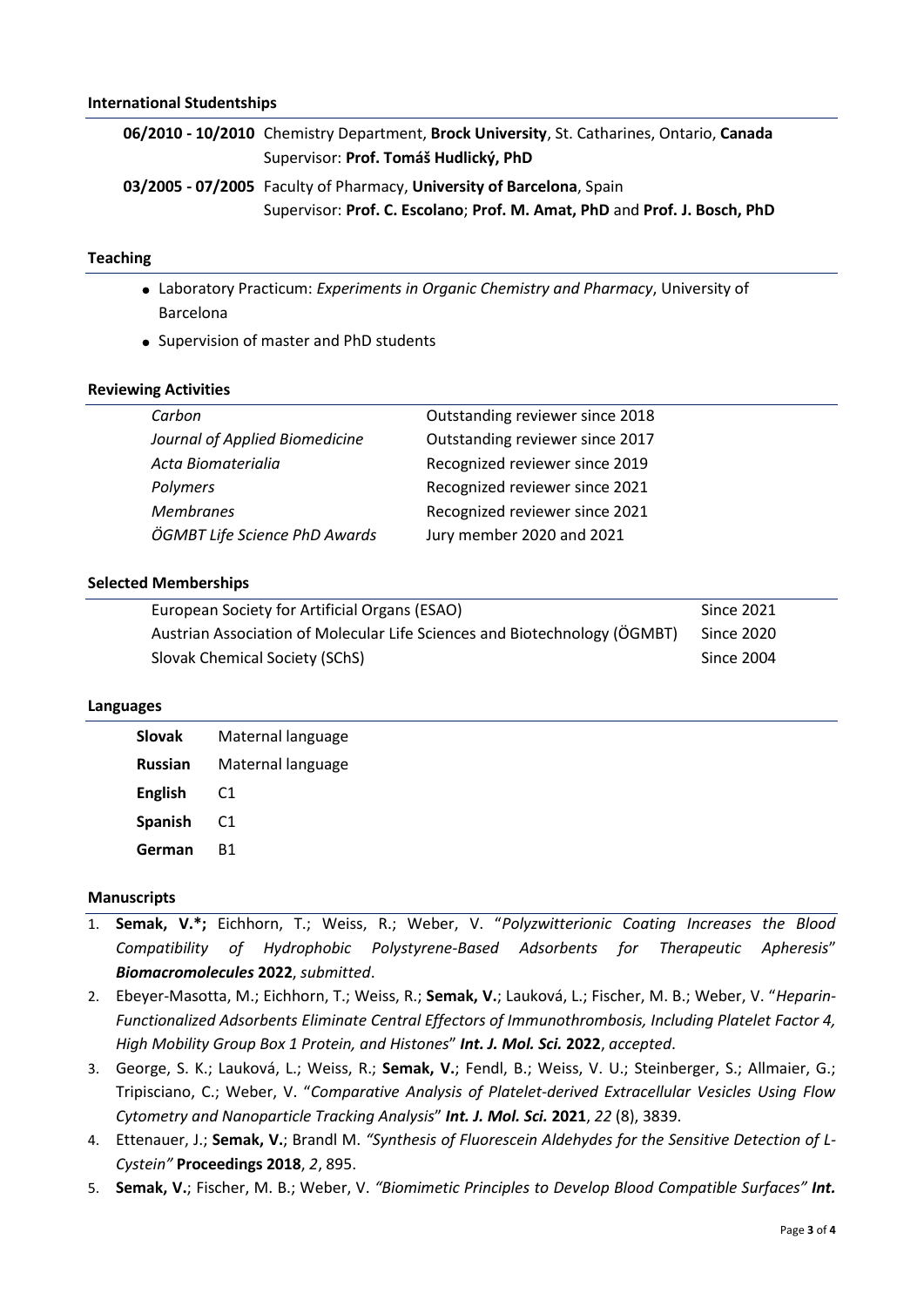## International Studentships

**06/2010 - 10/2010** Chemistry Department, **Brock University**, St. Catharines, Ontario, **Canada**
Supervisor: **Prof. Tomáš Hudlický, PhD**

**03/2005 - 07/2005** Faculty of Pharmacy, **University of Barcelona**, Spain
Supervisor: **Prof. C. Escolano**; **Prof. M. Amat, PhD** and **Prof. J. Bosch, PhD**

## Teaching

- Laboratory Practicum: *Experiments in Organic Chemistry and Pharmacy*, University of Barcelona
- Supervision of master and PhD students

## Reviewing Activities

| | |
|---|---|
| *Carbon* | Outstanding reviewer since 2018 |
| *Journal of Applied Biomedicine* | Outstanding reviewer since 2017 |
| *Acta Biomaterialia* | Recognized reviewer since 2019 |
| *Polymers* | Recognized reviewer since 2021 |
| *Membranes* | Recognized reviewer since 2021 |
| *ÖGMBT Life Science PhD Awards* | Jury member 2020 and 2021 |

## Selected Memberships

| | |
|---|---|
| European Society for Artificial Organs (ESAO) | Since 2021 |
| Austrian Association of Molecular Life Sciences and Biotechnology (ÖGMBT) | Since 2020 |
| Slovak Chemical Society (SChS) | Since 2004 |

## Languages

| | |
|---|---|
| **Slovak** | Maternal language |
| **Russian** | Maternal language |
| **English** | C1 |
| **Spanish** | C1 |
| **German** | B1 |

## Manuscripts

1. **Semak, V.*;** Eichhorn, T.; Weiss, R.; Weber, V. "*Polyzwitterionic Coating Increases the Blood Compatibility of Hydrophobic Polystyrene-Based Adsorbents for Therapeutic Apheresis*" ***Biomacromolecules*** **2022**, *submitted*.
2. Ebeyer-Masotta, M.; Eichhorn, T.; Weiss, R.; **Semak, V.**; Lauková, L.; Fischer, M. B.; Weber, V. "*Heparin-Functionalized Adsorbents Eliminate Central Effectors of Immunothrombosis, Including Platelet Factor 4, High Mobility Group Box 1 Protein, and Histones*" ***Int. J. Mol. Sci.*** **2022**, *accepted*.
3. George, S. K.; Lauková, L.; Weiss, R.; **Semak, V.**; Fendl, B.; Weiss, V. U.; Steinberger, S.; Allmaier, G.; Tripisciano, C.; Weber, V. "*Comparative Analysis of Platelet-derived Extracellular Vesicles Using Flow Cytometry and Nanoparticle Tracking Analysis*" ***Int. J. Mol. Sci.*** **2021**, *22* (8), 3839.
4. Ettenauer, J.; **Semak, V.**; Brandl M. *"Synthesis of Fluorescein Aldehydes for the Sensitive Detection of L-Cystein"* **Proceedings 2018**, *2*, 895.
5. **Semak, V.**; Fischer, M. B.; Weber, V. *"Biomimetic Principles to Develop Blood Compatible Surfaces"* ***Int.***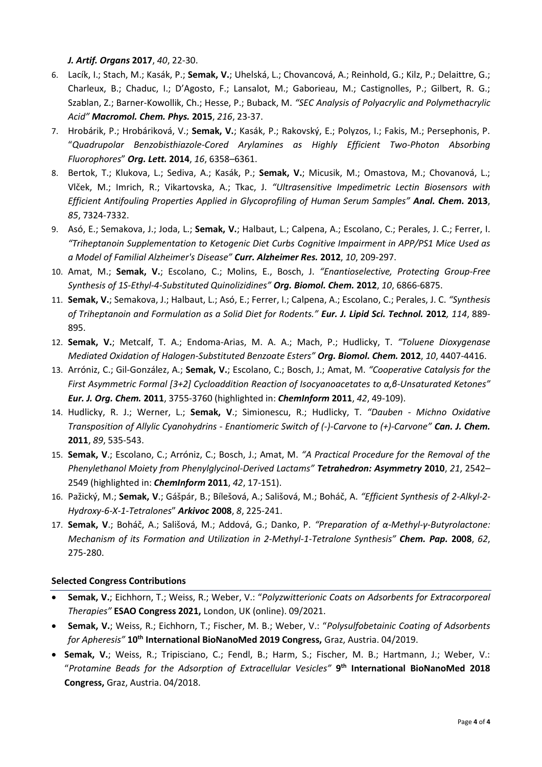***J. Artif. Organs* 2017**, *40*, 22-30.

6. Lacík, I.; Stach, M.; Kasák, P.; **Semak, V.**; Uhelská, L.; Chovancová, A.; Reinhold, G.; Kilz, P.; Delaittre, G.; Charleux, B.; Chaduc, I.; D'Agosto, F.; Lansalot, M.; Gaborieau, M.; Castignolles, P.; Gilbert, R. G.; Szablan, Z.; Barner-Kowollik, Ch.; Hesse, P.; Buback, M. *"SEC Analysis of Polyacrylic and Polymethacrylic Acid"* ***Macromol. Chem. Phys.* 2015**, *216*, 23-37.
7. Hrobárik, P.; Hrobáriková, V.; **Semak, V.**; Kasák, P.; Rakovský, E.; Polyzos, I.; Fakis, M.; Persephonis, P. "*Quadrupolar Benzobisthiazole-Cored Arylamines as Highly Efficient Two-Photon Absorbing Fluorophores*" ***Org. Lett.* 2014**, *16*, 6358–6361.
8. Bertok, T.; Klukova, L.; Sediva, A.; Kasák, P.; **Semak, V.**; Micusik, M.; Omastova, M.; Chovanová, L.; Vlček, M.; Imrich, R.; Vikartovska, A.; Tkac, J. *"Ultrasensitive Impedimetric Lectin Biosensors with Efficient Antifouling Properties Applied in Glycoprofiling of Human Serum Samples"* ***Anal. Chem.* 2013**, *85*, 7324-7332.
9. Asó, E.; Semakova, J.; Joda, L.; **Semak, V.**; Halbaut, L.; Calpena, A.; Escolano, C.; Perales, J. C.; Ferrer, I. *"Triheptanoin Supplementation to Ketogenic Diet Curbs Cognitive Impairment in APP/PS1 Mice Used as a Model of Familial Alzheimer's Disease"* ***Curr. Alzheimer Res.* 2012**, *10*, 209-297.
10. Amat, M.; **Semak, V.**; Escolano, C.; Molins, E., Bosch, J. *"Enantioselective, Protecting Group-Free Synthesis of 1S-Ethyl-4-Substituted Quinolizidines"* ***Org. Biomol. Chem.* 2012**, *10*, 6866-6875.
11. **Semak, V.**; Semakova, J.; Halbaut, L.; Asó, E.; Ferrer, I.; Calpena, A.; Escolano, C.; Perales, J. C. *"Synthesis of Triheptanoin and Formulation as a Solid Diet for Rodents."* ***Eur. J. Lipid Sci. Technol.* 2012***, 114*, 889-895.
12. **Semak, V.**; Metcalf, T. A.; Endoma-Arias, M. A. A.; Mach, P.; Hudlicky, T. *"Toluene Dioxygenase Mediated Oxidation of Halogen-Substituted Benzoate Esters"* ***Org. Biomol. Chem.* 2012**, *10*, 4407-4416.
13. Arróniz, C.; Gil-González, A.; **Semak, V.**; Escolano, C.; Bosch, J.; Amat, M. *"Cooperative Catalysis for the First Asymmetric Formal [3+2] Cycloaddition Reaction of Isocyanoacetates to α,β-Unsaturated Ketones"* ***Eur. J. Org. Chem.* 2011**, 3755-3760 (highlighted in: ***ChemInform* 2011**, *42*, 49-109).
14. Hudlicky, R. J.; Werner, L.; **Semak, V**.; Simionescu, R.; Hudlicky, T. *"Dauben - Michno Oxidative Transposition of Allylic Cyanohydrins - Enantiomeric Switch of (-)-Carvone to (+)-Carvone"* ***Can. J. Chem.* 2011**, *89*, 535-543.
15. **Semak, V**.; Escolano, C.; Arróniz, C.; Bosch, J.; Amat, M. *"A Practical Procedure for the Removal of the Phenylethanol Moiety from Phenylglycinol-Derived Lactams"* ***Tetrahedron: Asymmetry* 2010**, *21*, 2542–2549 (highlighted in: ***ChemInform* 2011**, *42*, 17-151).
16. Pažický, M.; **Semak, V**.; Gášpár, B.; Bílešová, A.; Sališová, M.; Boháč, A. *"Efficient Synthesis of 2-Alkyl-2-Hydroxy-6-X-1-Tetralones*" ***Arkivoc* 2008**, *8*, 225-241.
17. **Semak, V**.; Boháč, A.; Sališová, M.; Addová, G.; Danko, P. *"Preparation of α-Methyl-γ-Butyrolactone: Mechanism of its Formation and Utilization in 2-Methyl-1-Tetralone Synthesis"* ***Chem. Pap.* 2008**, *62*, 275-280.

**Selected Congress Contributions**

- **Semak, V.**; Eichhorn, T.; Weiss, R.; Weber, V.: "*Polyzwitterionic Coats on Adsorbents for Extracorporeal Therapies"* **ESAO Congress 2021,** London, UK (online). 09/2021.
- **Semak, V.**; Weiss, R.; Eichhorn, T.; Fischer, M. B.; Weber, V.: "*Polysulfobetainic Coating of Adsorbents for Apheresis"* **10th International BioNanoMed 2019 Congress,** Graz, Austria. 04/2019.
- **Semak, V.**; Weiss, R.; Tripisciano, C.; Fendl, B.; Harm, S.; Fischer, M. B.; Hartmann, J.; Weber, V.: "*Protamine Beads for the Adsorption of Extracellular Vesicles"* **9th International BioNanoMed 2018 Congress,** Graz, Austria. 04/2018.